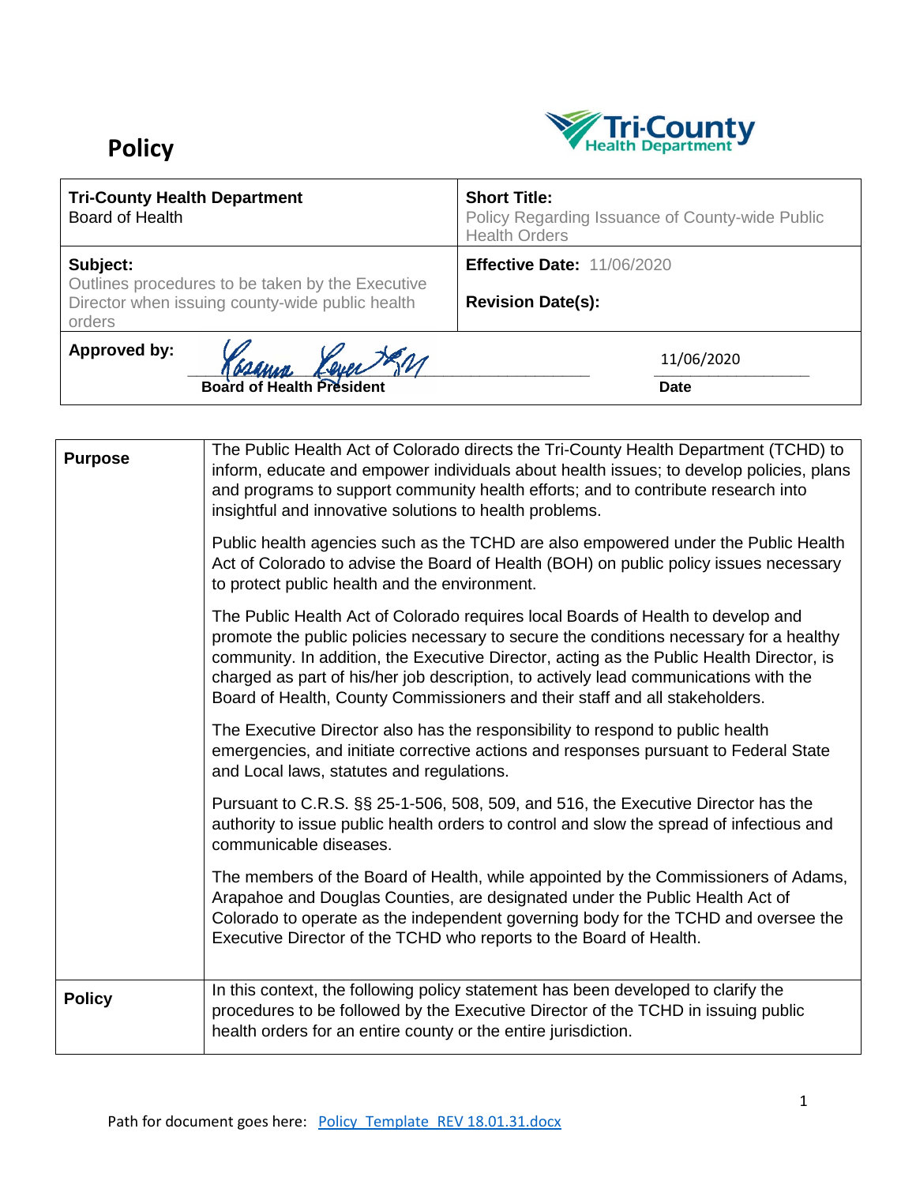# Policy

Tri-County Health Department

| **Tri-County Health Department** Board of Health | **Short Title:** Policy Regarding Issuance of County-wide Public Health Orders |
|---|---|
| **Subject:** Outlines procedures to be taken by the Executive Director when issuing county-wide public health orders | **Effective Date:** 11/06/2020<br><br>**Revision Date(s):** |
| **Approved by:** Rosanna Reyes<br>**Board of Health President** | 11/06/2020<br>**Date** |

| | |
|---|---|
| **Purpose** | The Public Health Act of Colorado directs the Tri-County Health Department (TCHD) to inform, educate and empower individuals about health issues; to develop policies, plans and programs to support community health efforts; and to contribute research into insightful and innovative solutions to health problems.<br><br>Public health agencies such as the TCHD are also empowered under the Public Health Act of Colorado to advise the Board of Health (BOH) on public policy issues necessary to protect public health and the environment.<br><br>The Public Health Act of Colorado requires local Boards of Health to develop and promote the public policies necessary to secure the conditions necessary for a healthy community. In addition, the Executive Director, acting as the Public Health Director, is charged as part of his/her job description, to actively lead communications with the Board of Health, County Commissioners and their staff and all stakeholders.<br><br>The Executive Director also has the responsibility to respond to public health emergencies, and initiate corrective actions and responses pursuant to Federal State and Local laws, statutes and regulations.<br><br>Pursuant to C.R.S. §§ 25-1-506, 508, 509, and 516, the Executive Director has the authority to issue public health orders to control and slow the spread of infectious and communicable diseases.<br><br>The members of the Board of Health, while appointed by the Commissioners of Adams, Arapahoe and Douglas Counties, are designated under the Public Health Act of Colorado to operate as the independent governing body for the TCHD and oversee the Executive Director of the TCHD who reports to the Board of Health. |
| **Policy** | In this context, the following policy statement has been developed to clarify the procedures to be followed by the Executive Director of the TCHD in issuing public health orders for an entire county or the entire jurisdiction. |

Path for document goes here: [Policy_Template_REV 18.01.31.docx]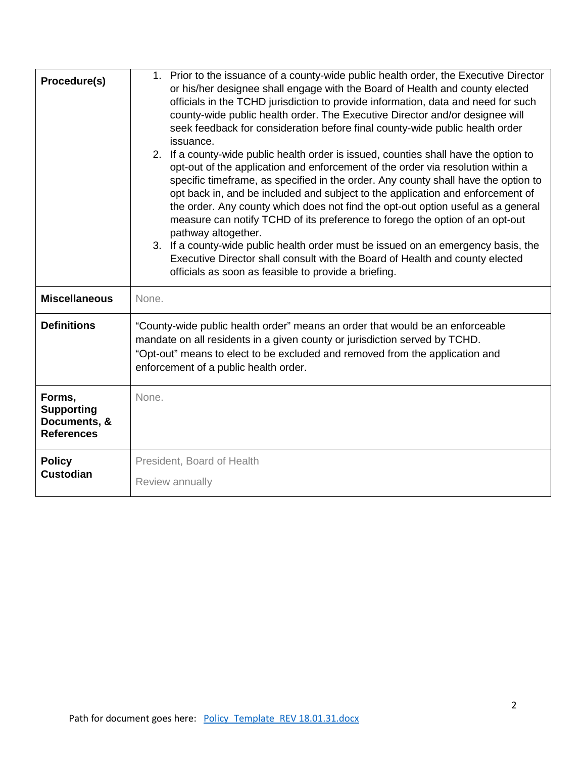| | |
|---|---|
| **Procedure(s)** | 1. Prior to the issuance of a county-wide public health order, the Executive Director or his/her designee shall engage with the Board of Health and county elected officials in the TCHD jurisdiction to provide information, data and need for such county-wide public health order. The Executive Director and/or designee will seek feedback for consideration before final county-wide public health order issuance.<br>2. If a county-wide public health order is issued, counties shall have the option to opt-out of the application and enforcement of the order via resolution within a specific timeframe, as specified in the order. Any county shall have the option to opt back in, and be included and subject to the application and enforcement of the order. Any county which does not find the opt-out option useful as a general measure can notify TCHD of its preference to forego the option of an opt-out pathway altogether.<br>3. If a county-wide public health order must be issued on an emergency basis, the Executive Director shall consult with the Board of Health and county elected officials as soon as feasible to provide a briefing. |
| **Miscellaneous** | None. |
| **Definitions** | "County-wide public health order" means an order that would be an enforceable mandate on all residents in a given county or jurisdiction served by TCHD.<br>"Opt-out" means to elect to be excluded and removed from the application and enforcement of a public health order. |
| **Forms, Supporting Documents, & References** | None. |
| **Policy Custodian** | President, Board of Health<br>Review annually |

Path for document goes here: Policy_Template_REV 18.01.31.docx